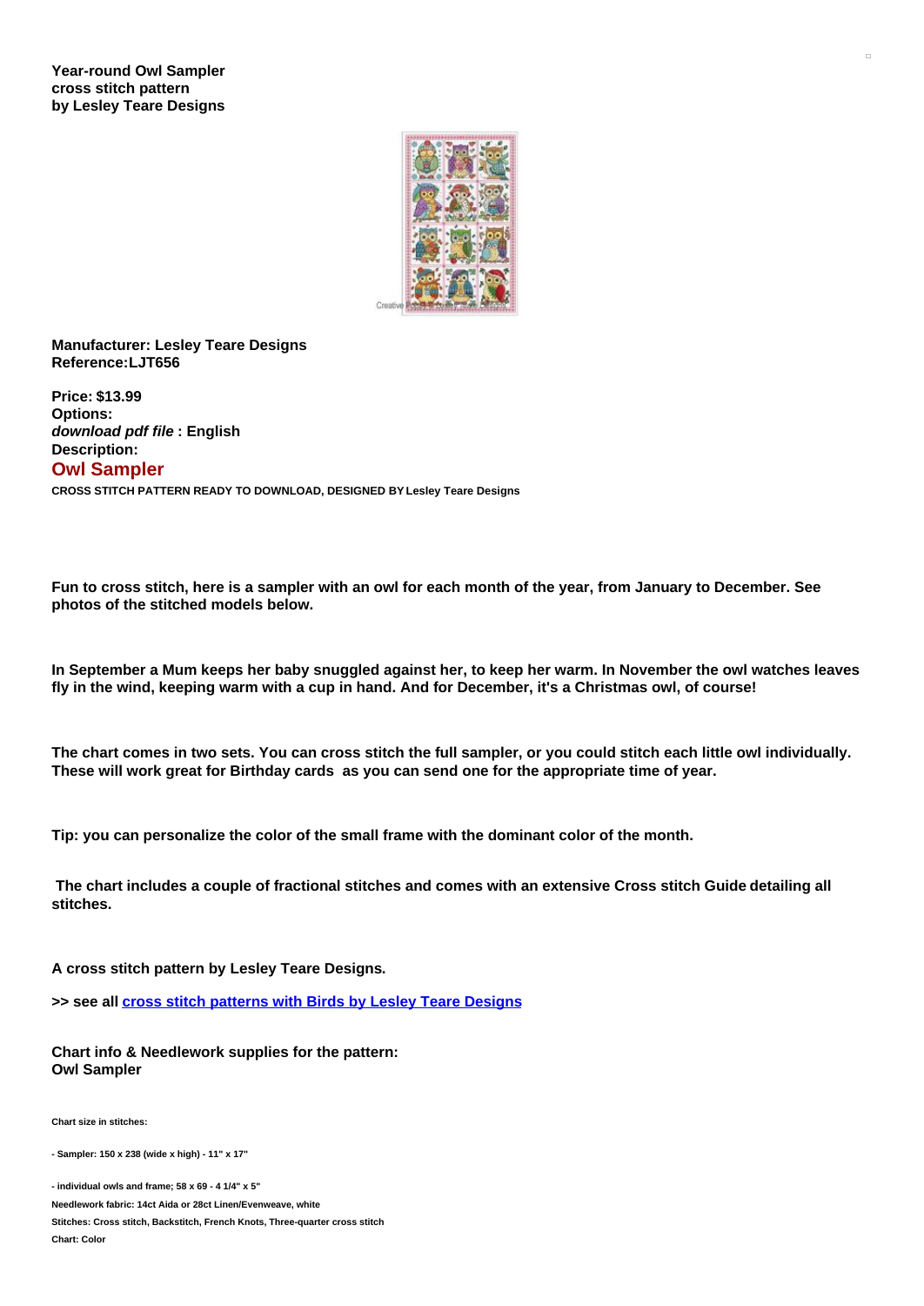**Year-round Owl Sampler cross stitch pattern by Lesley Teare Designs**

**Manufacturer: Lesley Teare Designs**
**Reference:LJT656**

**Price: $13.99**
**Options:**
***download pdf file* : English**
**Description:**

## Owl Sampler

**CROSS STITCH PATTERN READY TO DOWNLOAD, DESIGNED BY Lesley Teare Designs**

**Fun to cross stitch, here is a sampler with an owl for each month of the year, from January to December. See photos of the stitched models below.**

**In September a Mum keeps her baby snuggled against her, to keep her warm. In November the owl watches leaves fly in the wind, keeping warm with a cup in hand. And for December, it's a Christmas owl, of course!**

**The chart comes in two sets. You can cross stitch the full sampler, or you could stitch each little owl individually. These will work great for Birthday cards as you can send one for the appropriate time of year.**

**Tip: you can personalize the color of the small frame with the dominant color of the month.**

**The chart includes a couple of fractional stitches and comes with an extensive Cross stitch Guide detailing all stitches.**

**A cross stitch pattern by Lesley Teare Designs.**

**>> see all cross stitch patterns with Birds by Lesley Teare Designs**

**Chart info & Needlework supplies for the pattern: Owl Sampler**

**Chart size in stitches:**

**- Sampler: 150 x 238 (wide x high) - 11" x 17"**

**- individual owls and frame; 58 x 69 - 4 1/4" x 5"**
**Needlework fabric: 14ct Aida or 28ct Linen/Evenweave, white**
**Stitches: Cross stitch, Backstitch, French Knots, Three-quarter cross stitch**
**Chart: Color**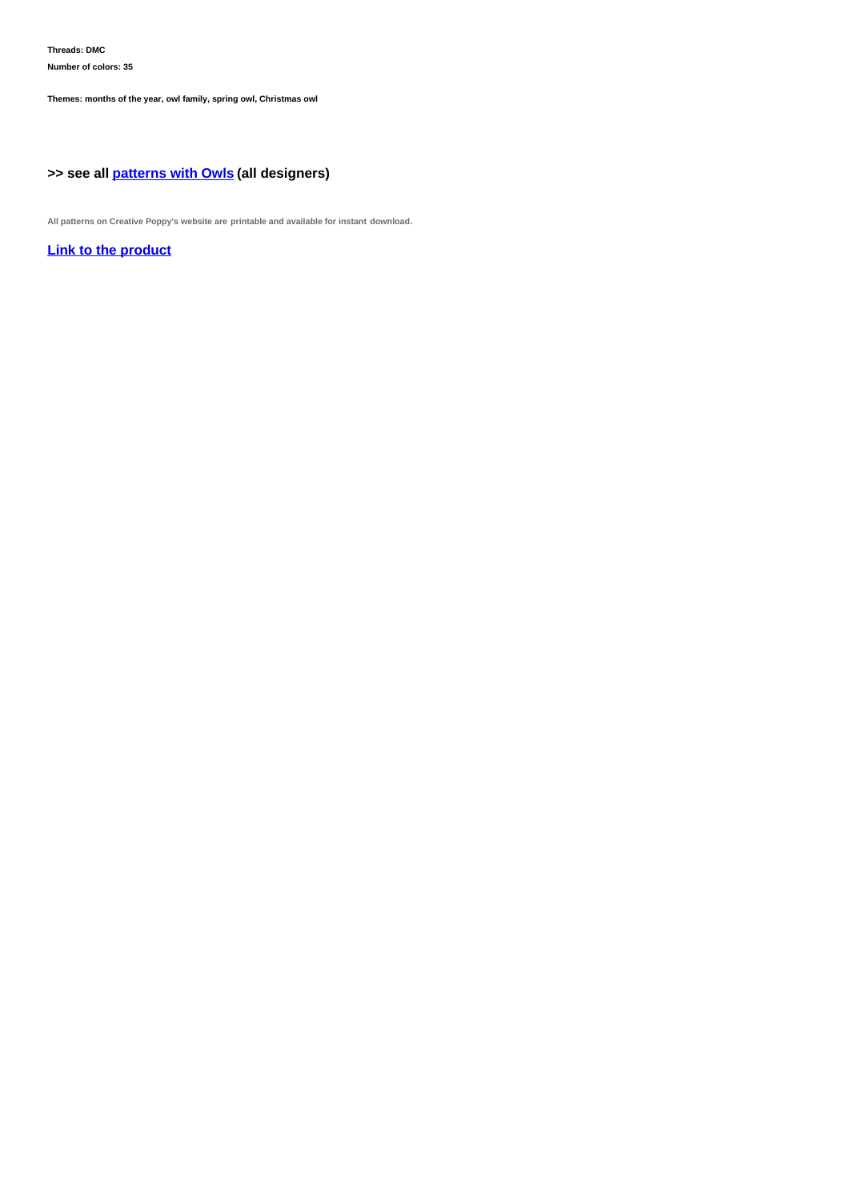**Threads: DMC**

**Number of colors: 35**

**Themes: months of the year, owl family, spring owl, Christmas owl**

**>> see all patterns with Owls (all designers)**

All patterns on Creative Poppy's website are printable and available for instant download.

**Link to the product**